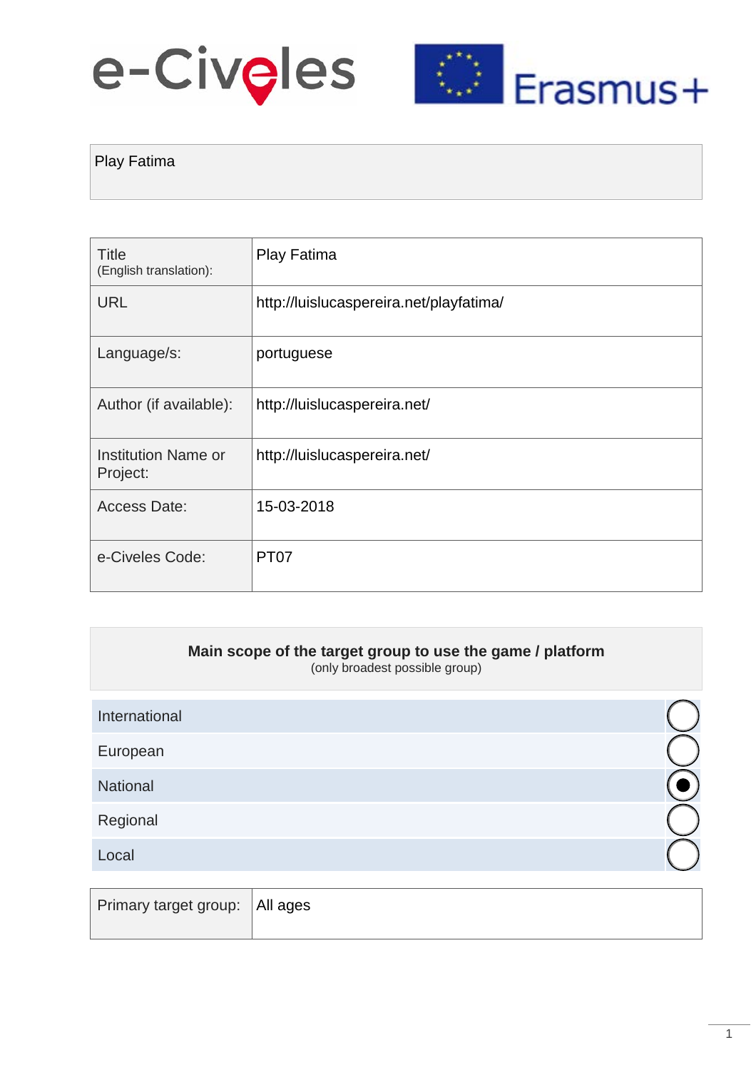Play Fatima

| Title (English translation): | Play Fatima |
|---|---|
| URL | http://luislucaspereira.net/playfatima/ |
| Language/s: | portuguese |
| Author (if available): | http://luislucaspereira.net/ |
| Institution Name or Project: | http://luislucaspereira.net/ |
| Access Date: | 15-03-2018 |
| e-Civeles Code: | PT07 |

**Main scope of the target group to use the game / platform**
(only broadest possible group)

| Scope | |
|---|---|
| International | ○ |
| European | ○ |
| National | ● |
| Regional | ○ |
| Local | ○ |

| Primary target group: | All ages |
|---|---|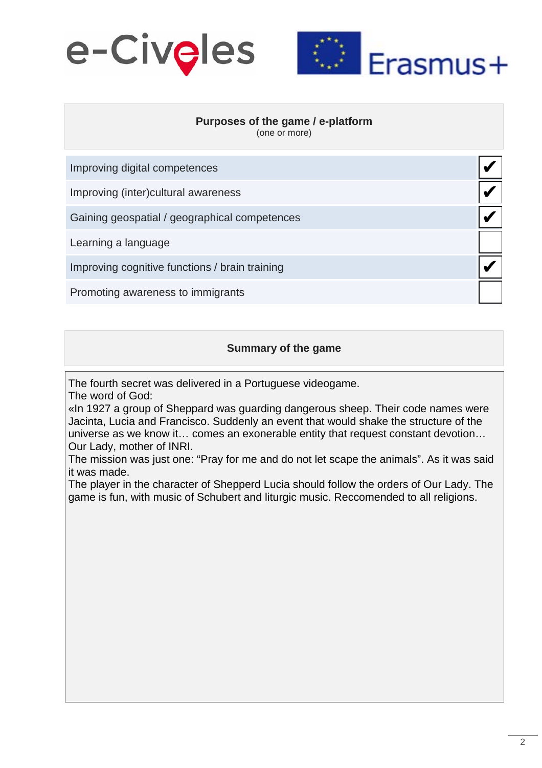| Purposes of the game / e-platform (one or more) | |
|---|---|
| Improving digital competences | ✔ |
| Improving (inter)cultural awareness | ✔ |
| Gaining geospatial / geographical competences | ✔ |
| Learning a language | |
| Improving cognitive functions / brain training | ✔ |
| Promoting awareness to immigrants | |

**Summary of the game**

The fourth secret was delivered in a Portuguese videogame.
The word of God:
«In 1927 a group of Sheppard was guarding dangerous sheep. Their code names were Jacinta, Lucia and Francisco. Suddenly an event that would shake the structure of the universe as we know it… comes an exonerable entity that request constant devotion… Our Lady, mother of INRI.
The mission was just one: "Pray for me and do not let scape the animals". As it was said it was made.
The player in the character of Shepperd Lucia should follow the orders of Our Lady. The game is fun, with music of Schubert and liturgic music. Reccomended to all religions.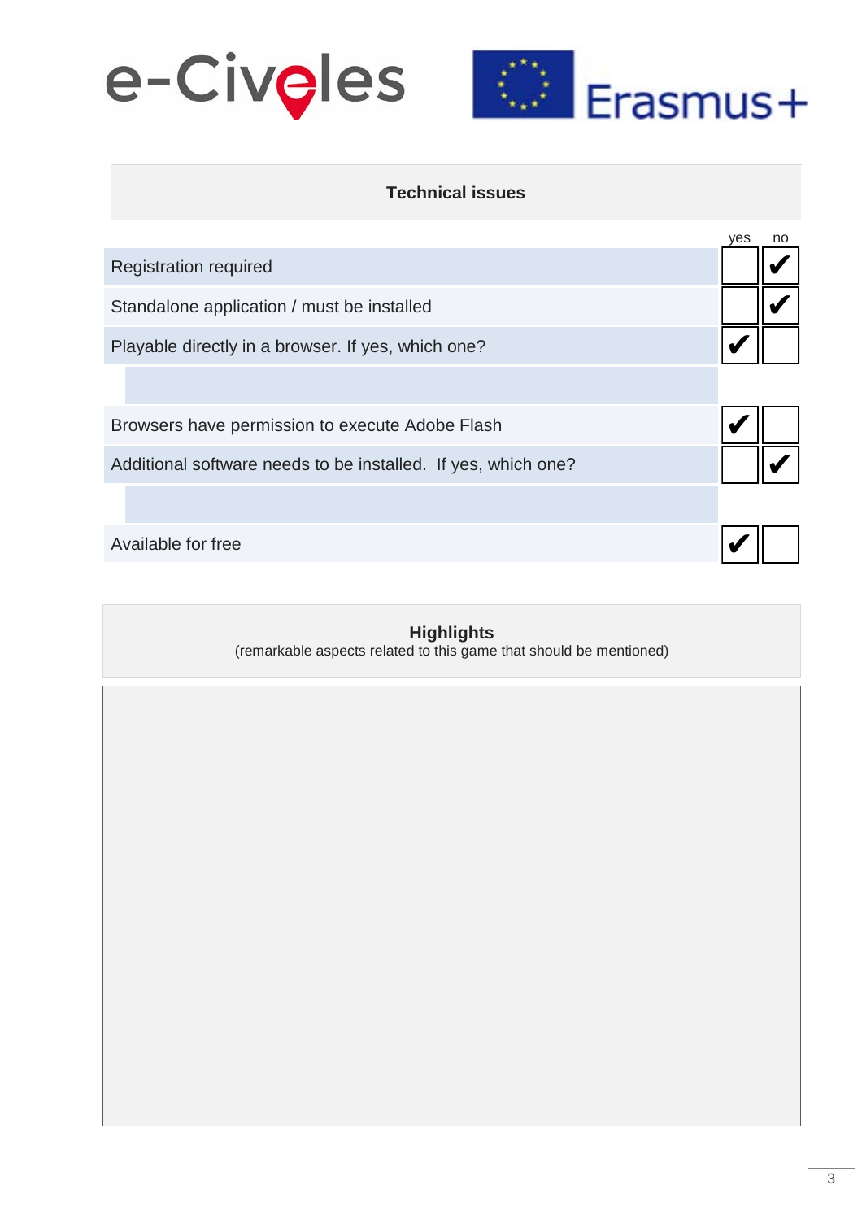## Technical issues

| | yes | no |
|---|---|---|
| Registration required | | ✔ |
| Standalone application / must be installed | | ✔ |
| Playable directly in a browser. If yes, which one? | ✔ | |
| | | |
| Browsers have permission to execute Adobe Flash | ✔ | |
| Additional software needs to be installed. If yes, which one? | | ✔ |
| | | |
| Available for free | ✔ | |

## Highlights

(remarkable aspects related to this game that should be mentioned)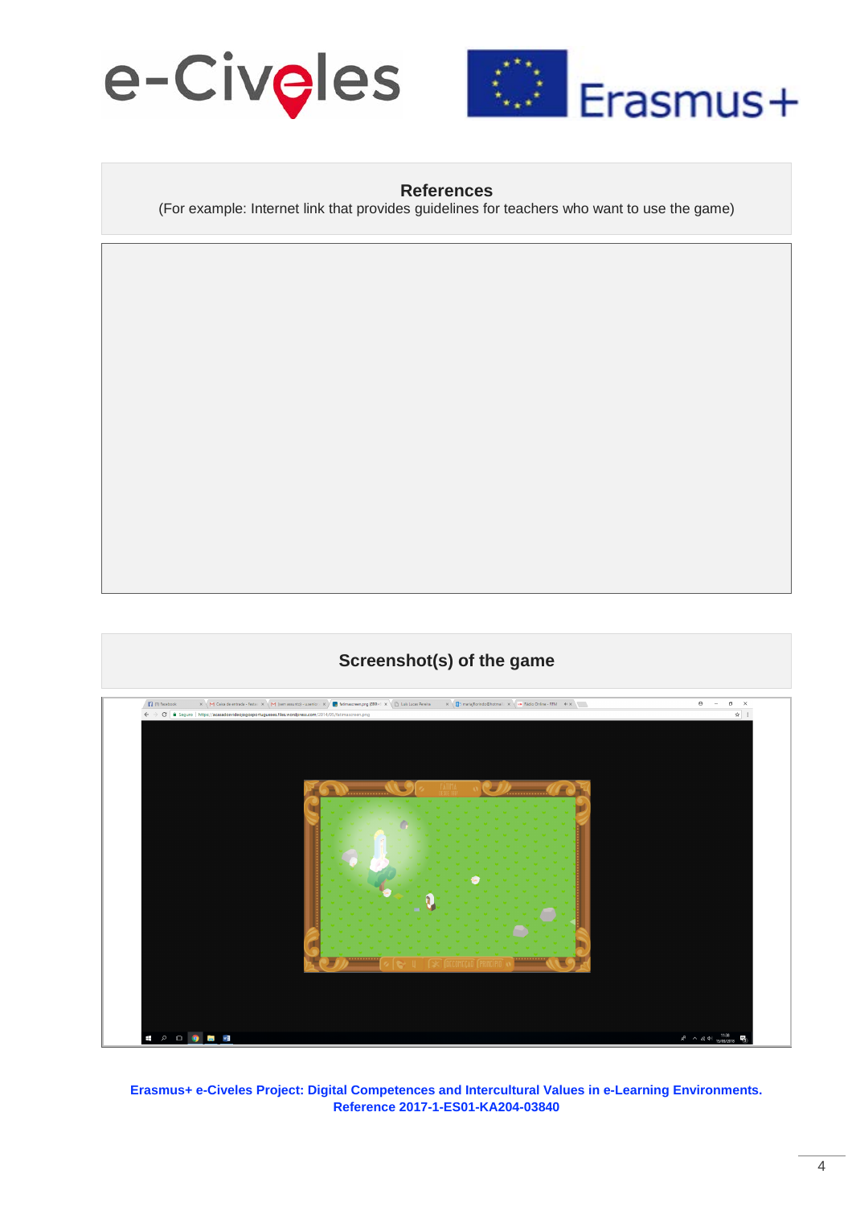**References**

(For example: Internet link that provides guidelines for teachers who want to use the game)

**Screenshot(s) of the game**

**Erasmus+ e-Civeles Project: Digital Competences and Intercultural Values in e-Learning Environments. Reference 2017-1-ES01-KA204-03840**